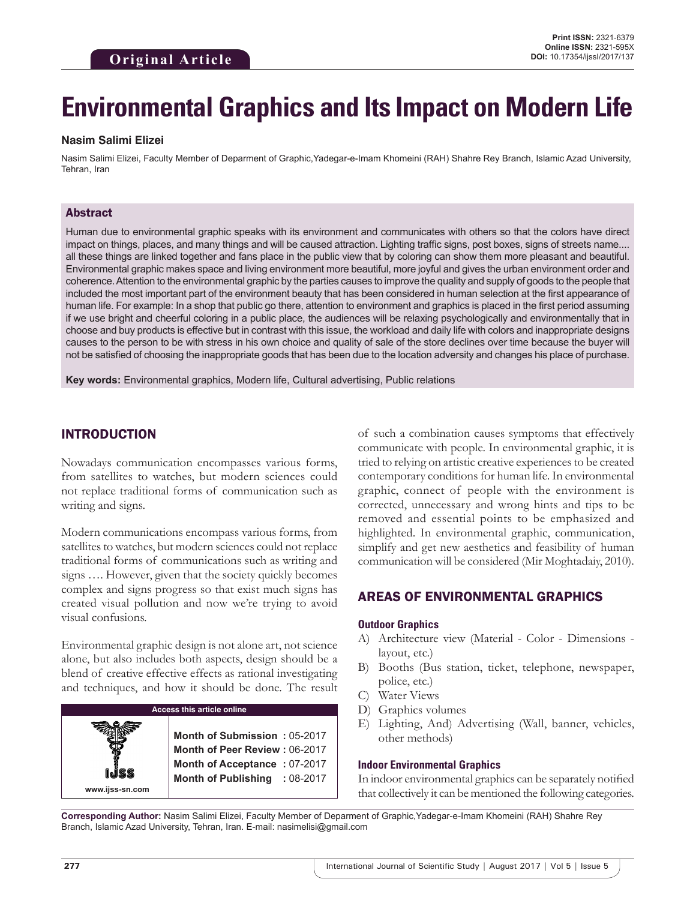**Original Article**

**Print ISSN:** 2321-6379
**Online ISSN:** 2321-595X
**DOI:** 10.17354/ijssI/2017/137

# Environmental Graphics and Its Impact on Modern Life

**Nasim Salimi Elizei**

Nasim Salimi Elizei, Faculty Member of Deparment of Graphic,Yadegar-e-Imam Khomeini (RAH) Shahre Rey Branch, Islamic Azad University, Tehran, Iran

## Abstract

Human due to environmental graphic speaks with its environment and communicates with others so that the colors have direct impact on things, places, and many things and will be caused attraction. Lighting traffic signs, post boxes, signs of streets name.... all these things are linked together and fans place in the public view that by coloring can show them more pleasant and beautiful. Environmental graphic makes space and living environment more beautiful, more joyful and gives the urban environment order and coherence. Attention to the environmental graphic by the parties causes to improve the quality and supply of goods to the people that included the most important part of the environment beauty that has been considered in human selection at the first appearance of human life. For example: In a shop that public go there, attention to environment and graphics is placed in the first period assuming if we use bright and cheerful coloring in a public place, the audiences will be relaxing psychologically and environmentally that in choose and buy products is effective but in contrast with this issue, the workload and daily life with colors and inappropriate designs causes to the person to be with stress in his own choice and quality of sale of the store declines over time because the buyer will not be satisfied of choosing the inappropriate goods that has been due to the location adversity and changes his place of purchase.

**Key words:** Environmental graphics, Modern life, Cultural advertising, Public relations

## INTRODUCTION

Nowadays communication encompasses various forms, from satellites to watches, but modern sciences could not replace traditional forms of communication such as writing and signs.

Modern communications encompass various forms, from satellites to watches, but modern sciences could not replace traditional forms of communications such as writing and signs …. However, given that the society quickly becomes complex and signs progress so that exist much signs has created visual pollution and now we're trying to avoid visual confusions.

Environmental graphic design is not alone art, not science alone, but also includes both aspects, design should be a blend of creative effective effects as rational investigating and techniques, and how it should be done. The result of such a combination causes symptoms that effectively communicate with people. In environmental graphic, it is tried to relying on artistic creative experiences to be created contemporary conditions for human life. In environmental graphic, connect of people with the environment is corrected, unnecessary and wrong hints and tips to be removed and essential points to be emphasized and highlighted. In environmental graphic, communication, simplify and get new aesthetics and feasibility of human communication will be considered (Mir Moghtadaiy, 2010).

| Access this article online | |
|---|---|
| www.ijss-sn.com | **Month of Submission :** 05-2017 |
| | **Month of Peer Review :** 06-2017 |
| | **Month of Acceptance :** 07-2017 |
| | **Month of Publishing :** 08-2017 |

## AREAS OF ENVIRONMENTAL GRAPHICS

### Outdoor Graphics

A) Architecture view (Material - Color - Dimensions - layout, etc.)
B) Booths (Bus station, ticket, telephone, newspaper, police, etc.)
C) Water Views
D) Graphics volumes
E) Lighting, And) Advertising (Wall, banner, vehicles, other methods)

### Indoor Environmental Graphics

In indoor environmental graphics can be separately notified that collectively it can be mentioned the following categories.

**Corresponding Author:** Nasim Salimi Elizei, Faculty Member of Deparment of Graphic,Yadegar-e-Imam Khomeini (RAH) Shahre Rey Branch, Islamic Azad University, Tehran, Iran. E-mail: nasimelisi@gmail.com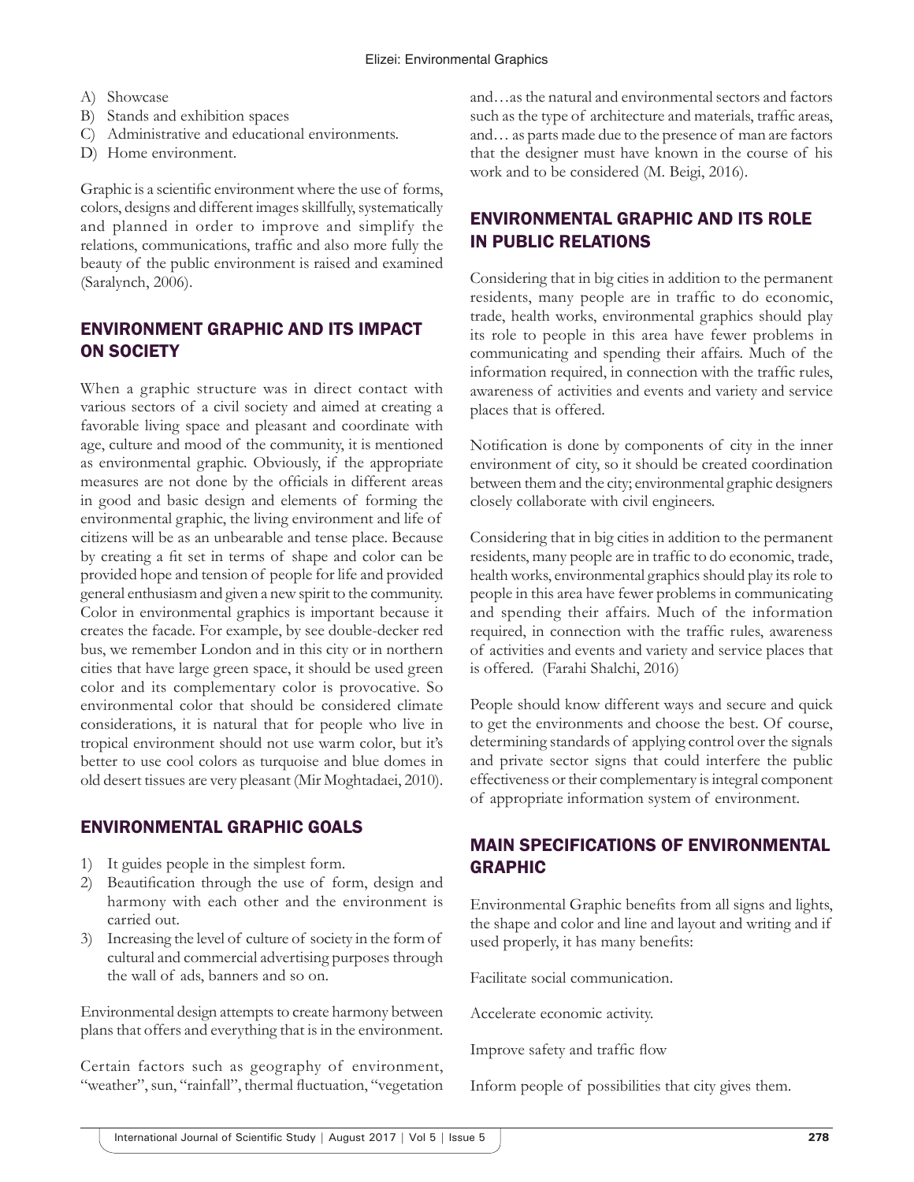A) Showcase
B) Stands and exhibition spaces
C) Administrative and educational environments.
D) Home environment.

Graphic is a scientific environment where the use of forms, colors, designs and different images skillfully, systematically and planned in order to improve and simplify the relations, communications, traffic and also more fully the beauty of the public environment is raised and examined (Saralynch, 2006).

## ENVIRONMENT GRAPHIC AND ITS IMPACT ON SOCIETY

When a graphic structure was in direct contact with various sectors of a civil society and aimed at creating a favorable living space and pleasant and coordinate with age, culture and mood of the community, it is mentioned as environmental graphic. Obviously, if the appropriate measures are not done by the officials in different areas in good and basic design and elements of forming the environmental graphic, the living environment and life of citizens will be as an unbearable and tense place. Because by creating a fit set in terms of shape and color can be provided hope and tension of people for life and provided general enthusiasm and given a new spirit to the community. Color in environmental graphics is important because it creates the facade. For example, by see double-decker red bus, we remember London and in this city or in northern cities that have large green space, it should be used green color and its complementary color is provocative. So environmental color that should be considered climate considerations, it is natural that for people who live in tropical environment should not use warm color, but it's better to use cool colors as turquoise and blue domes in old desert tissues are very pleasant (Mir Moghtadaei, 2010).

## ENVIRONMENTAL GRAPHIC GOALS

1) It guides people in the simplest form.
2) Beautification through the use of form, design and harmony with each other and the environment is carried out.
3) Increasing the level of culture of society in the form of cultural and commercial advertising purposes through the wall of ads, banners and so on.

Environmental design attempts to create harmony between plans that offers and everything that is in the environment.

Certain factors such as geography of environment, "weather", sun, "rainfall", thermal fluctuation, "vegetation and…as the natural and environmental sectors and factors such as the type of architecture and materials, traffic areas, and… as parts made due to the presence of man are factors that the designer must have known in the course of his work and to be considered (M. Beigi, 2016).

## ENVIRONMENTAL GRAPHIC AND ITS ROLE IN PUBLIC RELATIONS

Considering that in big cities in addition to the permanent residents, many people are in traffic to do economic, trade, health works, environmental graphics should play its role to people in this area have fewer problems in communicating and spending their affairs. Much of the information required, in connection with the traffic rules, awareness of activities and events and variety and service places that is offered.

Notification is done by components of city in the inner environment of city, so it should be created coordination between them and the city; environmental graphic designers closely collaborate with civil engineers.

Considering that in big cities in addition to the permanent residents, many people are in traffic to do economic, trade, health works, environmental graphics should play its role to people in this area have fewer problems in communicating and spending their affairs. Much of the information required, in connection with the traffic rules, awareness of activities and events and variety and service places that is offered. (Farahi Shalchi, 2016)

People should know different ways and secure and quick to get the environments and choose the best. Of course, determining standards of applying control over the signals and private sector signs that could interfere the public effectiveness or their complementary is integral component of appropriate information system of environment.

## MAIN SPECIFICATIONS OF ENVIRONMENTAL GRAPHIC

Environmental Graphic benefits from all signs and lights, the shape and color and line and layout and writing and if used properly, it has many benefits:

Facilitate social communication.

Accelerate economic activity.

Improve safety and traffic flow

Inform people of possibilities that city gives them.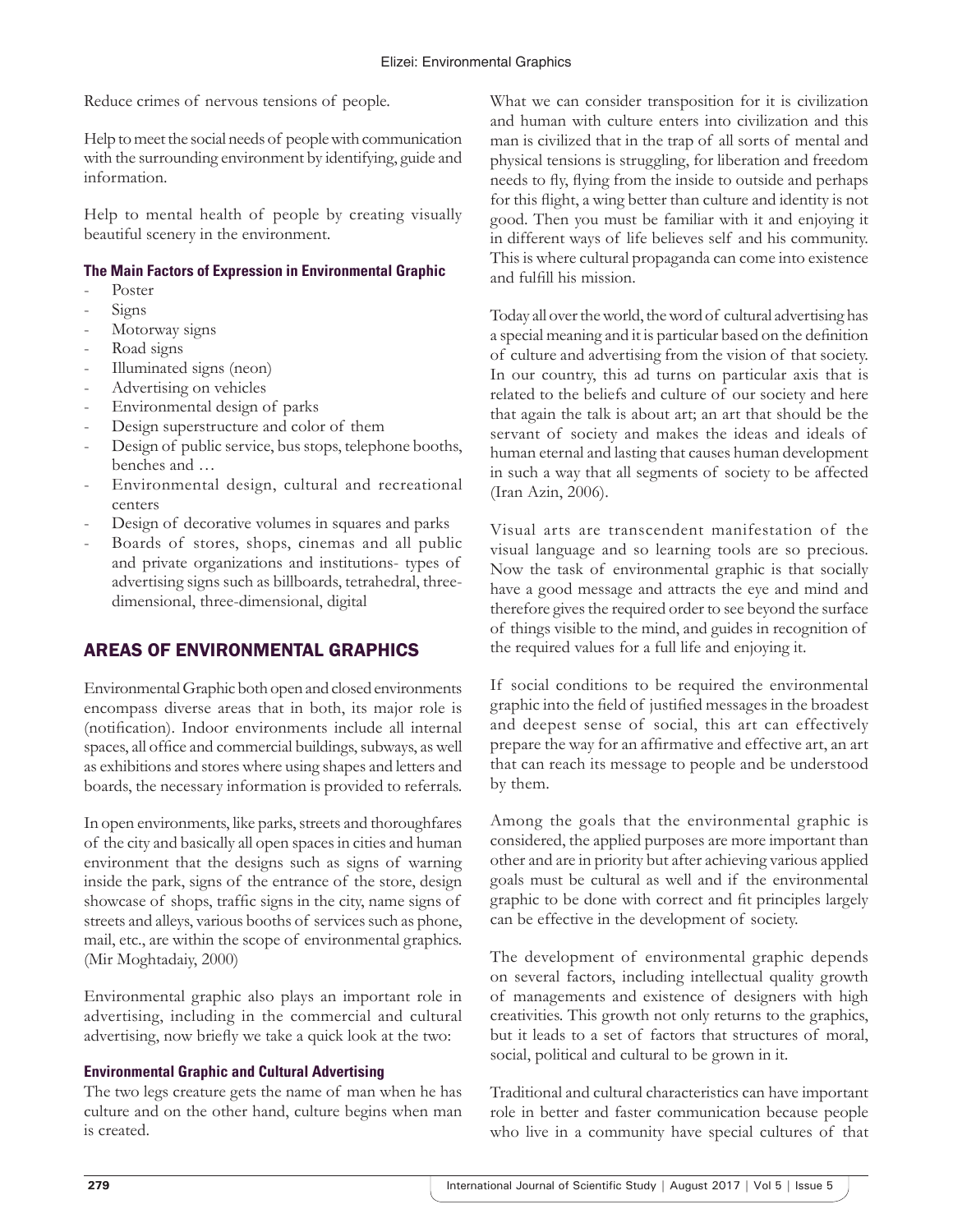Reduce crimes of nervous tensions of people.

Help to meet the social needs of people with communication with the surrounding environment by identifying, guide and information.

Help to mental health of people by creating visually beautiful scenery in the environment.

### The Main Factors of Expression in Environmental Graphic

- Poster
- Signs
- Motorway signs
- Road signs
- Illuminated signs (neon)
- Advertising on vehicles
- Environmental design of parks
- Design superstructure and color of them
- Design of public service, bus stops, telephone booths, benches and …
- Environmental design, cultural and recreational centers
- Design of decorative volumes in squares and parks
- Boards of stores, shops, cinemas and all public and private organizations and institutions- types of advertising signs such as billboards, tetrahedral, three-dimensional, three-dimensional, digital

## AREAS OF ENVIRONMENTAL GRAPHICS

Environmental Graphic both open and closed environments encompass diverse areas that in both, its major role is (notification). Indoor environments include all internal spaces, all office and commercial buildings, subways, as well as exhibitions and stores where using shapes and letters and boards, the necessary information is provided to referrals.

In open environments, like parks, streets and thoroughfares of the city and basically all open spaces in cities and human environment that the designs such as signs of warning inside the park, signs of the entrance of the store, design showcase of shops, traffic signs in the city, name signs of streets and alleys, various booths of services such as phone, mail, etc., are within the scope of environmental graphics. (Mir Moghtadaiy, 2000)

Environmental graphic also plays an important role in advertising, including in the commercial and cultural advertising, now briefly we take a quick look at the two:

### Environmental Graphic and Cultural Advertising

The two legs creature gets the name of man when he has culture and on the other hand, culture begins when man is created.

What we can consider transposition for it is civilization and human with culture enters into civilization and this man is civilized that in the trap of all sorts of mental and physical tensions is struggling, for liberation and freedom needs to fly, flying from the inside to outside and perhaps for this flight, a wing better than culture and identity is not good. Then you must be familiar with it and enjoying it in different ways of life believes self and his community. This is where cultural propaganda can come into existence and fulfill his mission.

Today all over the world, the word of cultural advertising has a special meaning and it is particular based on the definition of culture and advertising from the vision of that society. In our country, this ad turns on particular axis that is related to the beliefs and culture of our society and here that again the talk is about art; an art that should be the servant of society and makes the ideas and ideals of human eternal and lasting that causes human development in such a way that all segments of society to be affected (Iran Azin, 2006).

Visual arts are transcendent manifestation of the visual language and so learning tools are so precious. Now the task of environmental graphic is that socially have a good message and attracts the eye and mind and therefore gives the required order to see beyond the surface of things visible to the mind, and guides in recognition of the required values for a full life and enjoying it.

If social conditions to be required the environmental graphic into the field of justified messages in the broadest and deepest sense of social, this art can effectively prepare the way for an affirmative and effective art, an art that can reach its message to people and be understood by them.

Among the goals that the environmental graphic is considered, the applied purposes are more important than other and are in priority but after achieving various applied goals must be cultural as well and if the environmental graphic to be done with correct and fit principles largely can be effective in the development of society.

The development of environmental graphic depends on several factors, including intellectual quality growth of managements and existence of designers with high creativities. This growth not only returns to the graphics, but it leads to a set of factors that structures of moral, social, political and cultural to be grown in it.

Traditional and cultural characteristics can have important role in better and faster communication because people who live in a community have special cultures of that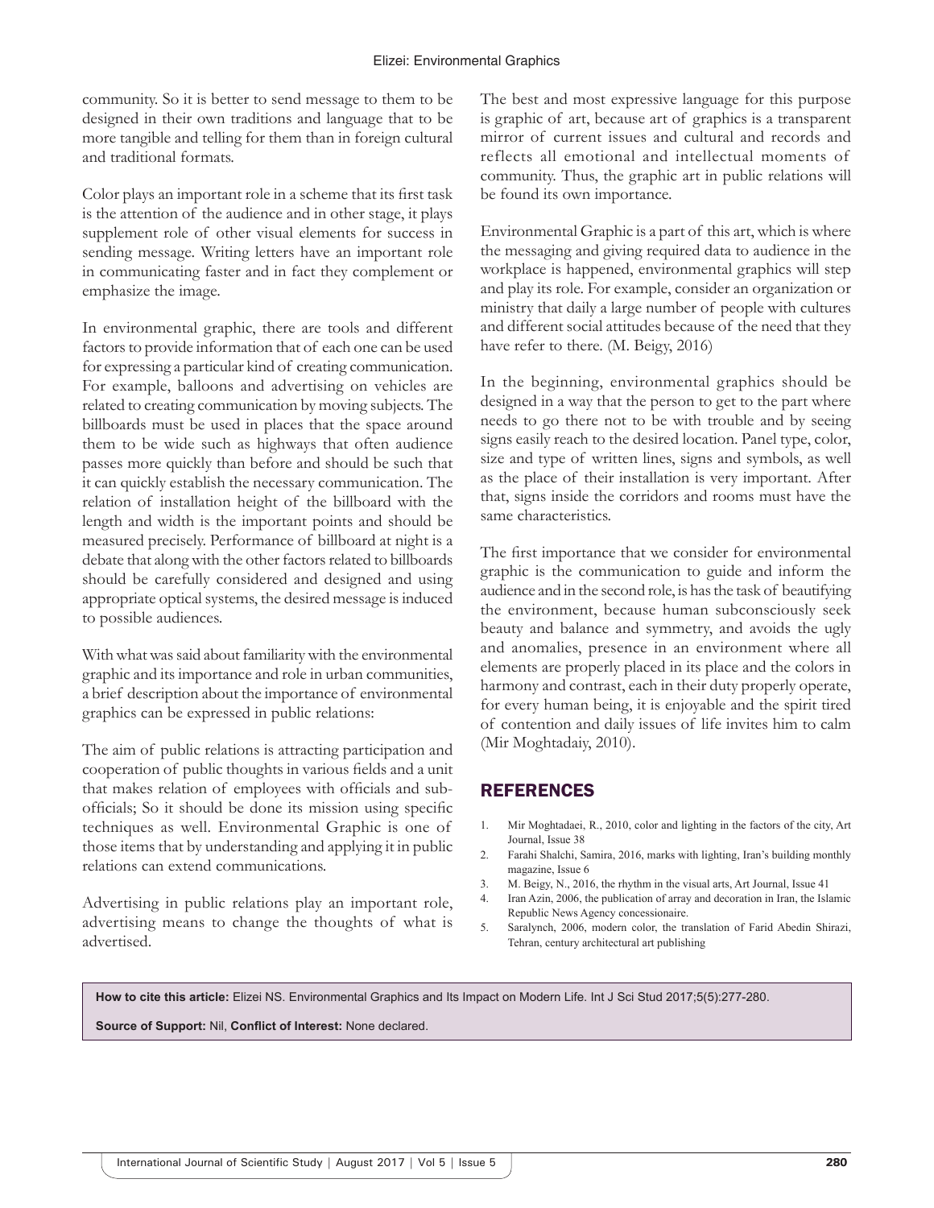community. So it is better to send message to them to be designed in their own traditions and language that to be more tangible and telling for them than in foreign cultural and traditional formats.

Color plays an important role in a scheme that its first task is the attention of the audience and in other stage, it plays supplement role of other visual elements for success in sending message. Writing letters have an important role in communicating faster and in fact they complement or emphasize the image.

In environmental graphic, there are tools and different factors to provide information that of each one can be used for expressing a particular kind of creating communication. For example, balloons and advertising on vehicles are related to creating communication by moving subjects. The billboards must be used in places that the space around them to be wide such as highways that often audience passes more quickly than before and should be such that it can quickly establish the necessary communication. The relation of installation height of the billboard with the length and width is the important points and should be measured precisely. Performance of billboard at night is a debate that along with the other factors related to billboards should be carefully considered and designed and using appropriate optical systems, the desired message is induced to possible audiences.

With what was said about familiarity with the environmental graphic and its importance and role in urban communities, a brief description about the importance of environmental graphics can be expressed in public relations:

The aim of public relations is attracting participation and cooperation of public thoughts in various fields and a unit that makes relation of employees with officials and sub-officials; So it should be done its mission using specific techniques as well. Environmental Graphic is one of those items that by understanding and applying it in public relations can extend communications.

Advertising in public relations play an important role, advertising means to change the thoughts of what is advertised.

The best and most expressive language for this purpose is graphic of art, because art of graphics is a transparent mirror of current issues and cultural and records and reflects all emotional and intellectual moments of community. Thus, the graphic art in public relations will be found its own importance.

Environmental Graphic is a part of this art, which is where the messaging and giving required data to audience in the workplace is happened, environmental graphics will step and play its role. For example, consider an organization or ministry that daily a large number of people with cultures and different social attitudes because of the need that they have refer to there. (M. Beigy, 2016)

In the beginning, environmental graphics should be designed in a way that the person to get to the part where needs to go there not to be with trouble and by seeing signs easily reach to the desired location. Panel type, color, size and type of written lines, signs and symbols, as well as the place of their installation is very important. After that, signs inside the corridors and rooms must have the same characteristics.

The first importance that we consider for environmental graphic is the communication to guide and inform the audience and in the second role, is has the task of beautifying the environment, because human subconsciously seek beauty and balance and symmetry, and avoids the ugly and anomalies, presence in an environment where all elements are properly placed in its place and the colors in harmony and contrast, each in their duty properly operate, for every human being, it is enjoyable and the spirit tired of contention and daily issues of life invites him to calm (Mir Moghtadaiy, 2010).

## REFERENCES

1. Mir Moghtadaei, R., 2010, color and lighting in the factors of the city, Art Journal, Issue 38
2. Farahi Shalchi, Samira, 2016, marks with lighting, Iran's building monthly magazine, Issue 6
3. M. Beigy, N., 2016, the rhythm in the visual arts, Art Journal, Issue 41
4. Iran Azin, 2006, the publication of array and decoration in Iran, the Islamic Republic News Agency concessionaire.
5. Saralynch, 2006, modern color, the translation of Farid Abedin Shirazi, Tehran, century architectural art publishing

**How to cite this article:** Elizei NS. Environmental Graphics and Its Impact on Modern Life. Int J Sci Stud 2017;5(5):277-280.

**Source of Support:** Nil, **Conflict of Interest:** None declared.